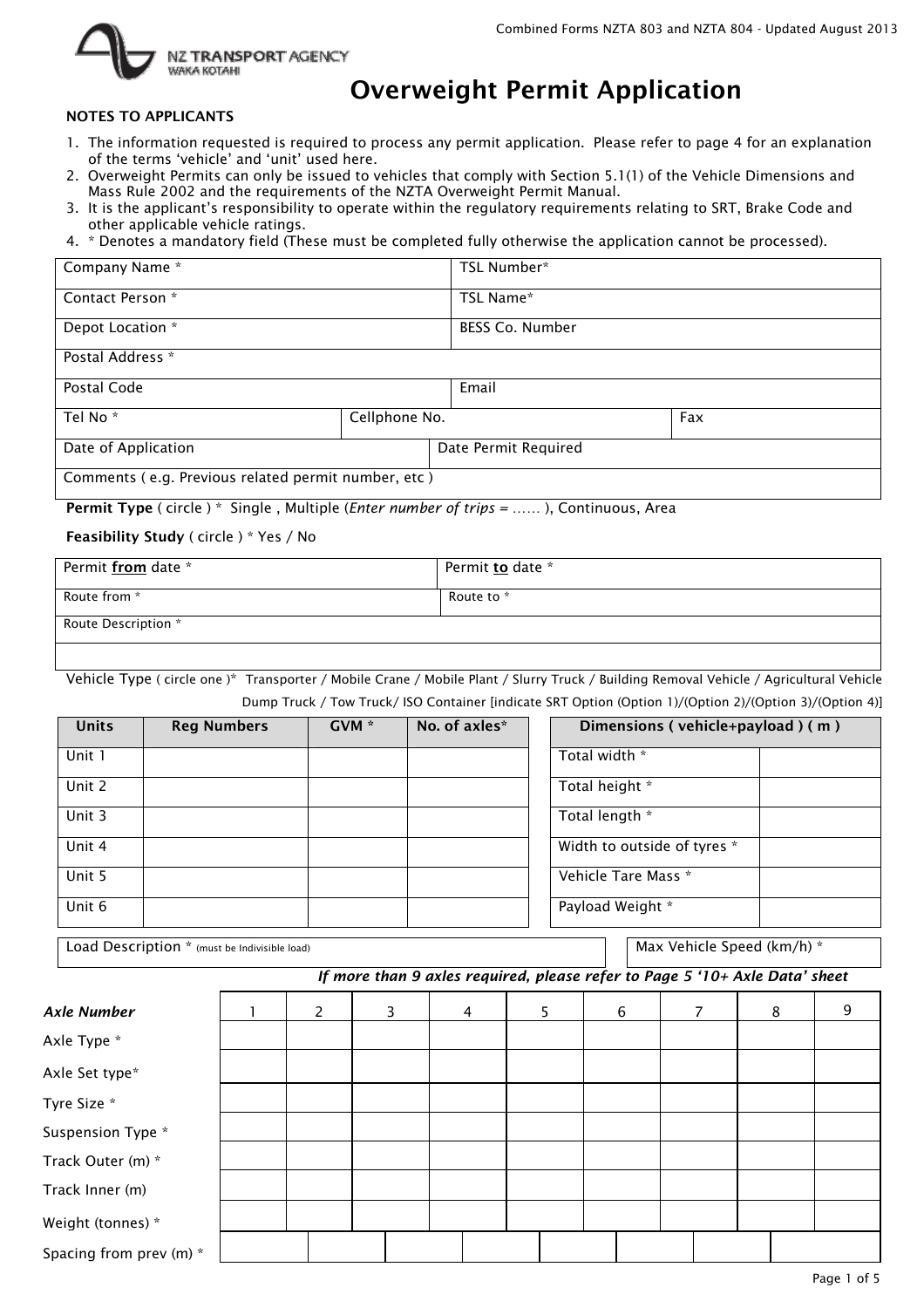Combined Forms NZTA 803 and NZTA 804 - Updated August 2013

NZ TRANSPORT AGENCY
WAKA KOTAHI

# Overweight Permit Application

**NOTES TO APPLICANTS**

1. The information requested is required to process any permit application. Please refer to page 4 for an explanation of the terms 'vehicle' and 'unit' used here.
2. Overweight Permits can only be issued to vehicles that comply with Section 5.1(1) of the Vehicle Dimensions and Mass Rule 2002 and the requirements of the NZTA Overweight Permit Manual.
3. It is the applicant's responsibility to operate within the regulatory requirements relating to SRT, Brake Code and other applicable vehicle ratings.
4. * Denotes a mandatory field (These must be completed fully otherwise the application cannot be processed).

| | | |
|---|---|---|
| Company Name * | TSL Number* | |
| Contact Person * | TSL Name* | |
| Depot Location * | BESS Co. Number | |
| Postal Address * | | |
| Postal Code | Email | |
| Tel No * | Cellphone No. | Fax |
| Date of Application | Date Permit Required | |
| Comments ( e.g. Previous related permit number, etc ) | | |

**Permit Type** ( circle ) * Single , Multiple (*Enter number of trips = ……* ), Continuous, Area

**Feasibility Study** ( circle ) * Yes / No

| | |
|---|---|
| Permit **from** date * | Permit **to** date * |
| Route from * | Route to * |
| Route Description * | |
| | |

Vehicle Type ( circle one )* Transporter / Mobile Crane / Mobile Plant / Slurry Truck / Building Removal Vehicle / Agricultural Vehicle Dump Truck / Tow Truck/ ISO Container [indicate SRT Option (Option 1)/(Option 2)/(Option 3)/(Option 4)]

| Units | Reg Numbers | GVM * | No. of axles* |
|---|---|---|---|
| Unit 1 | | | |
| Unit 2 | | | |
| Unit 3 | | | |
| Unit 4 | | | |
| Unit 5 | | | |
| Unit 6 | | | |

| Dimensions ( vehicle+payload ) ( m ) | |
|---|---|
| Total width * | |
| Total height * | |
| Total length * | |
| Width to outside of tyres * | |
| Vehicle Tare Mass * | |
| Payload Weight * | |

| | |
|---|---|
| Load Description * (must be Indivisible load) | Max Vehicle Speed (km/h) * |

*If more than 9 axles required, please refer to Page 5 '10+ Axle Data' sheet*

| *Axle Number* | 1 | 2 | 3 | 4 | 5 | 6 | 7 | 8 | 9 |
|---|---|---|---|---|---|---|---|---|---|
| Axle Type * | | | | | | | | | |
| Axle Set type* | | | | | | | | | |
| Tyre Size * | | | | | | | | | |
| Suspension Type * | | | | | | | | | |
| Track Outer (m) * | | | | | | | | | |
| Track Inner (m) | | | | | | | | | |
| Weight (tonnes) * | | | | | | | | | |
| Spacing from prev (m) * | | | | | | | | | |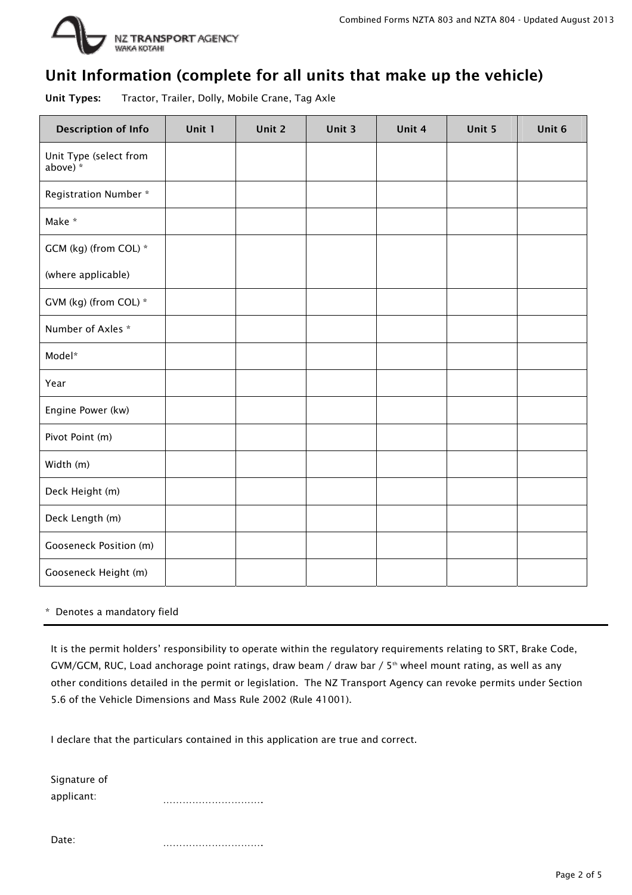## Unit Information (complete for all units that make up the vehicle)

**Unit Types:** Tractor, Trailer, Dolly, Mobile Crane, Tag Axle

| Description of Info | Unit 1 | Unit 2 | Unit 3 | Unit 4 | Unit 5 | Unit 6 |
|---|---|---|---|---|---|---|
| Unit Type (select from above) * | | | | | | |
| Registration Number * | | | | | | |
| Make * | | | | | | |
| GCM (kg) (from COL) * (where applicable) | | | | | | |
| GVM (kg) (from COL) * | | | | | | |
| Number of Axles * | | | | | | |
| Model* | | | | | | |
| Year | | | | | | |
| Engine Power (kw) | | | | | | |
| Pivot Point (m) | | | | | | |
| Width (m) | | | | | | |
| Deck Height (m) | | | | | | |
| Deck Length (m) | | | | | | |
| Gooseneck Position (m) | | | | | | |
| Gooseneck Height (m) | | | | | | |

* Denotes a mandatory field

It is the permit holders' responsibility to operate within the regulatory requirements relating to SRT, Brake Code, GVM/GCM, RUC, Load anchorage point ratings, draw beam / draw bar / 5th wheel mount rating, as well as any other conditions detailed in the permit or legislation. The NZ Transport Agency can revoke permits under Section 5.6 of the Vehicle Dimensions and Mass Rule 2002 (Rule 41001).

I declare that the particulars contained in this application are true and correct.

Signature of applicant: ..............................

Date: ..............................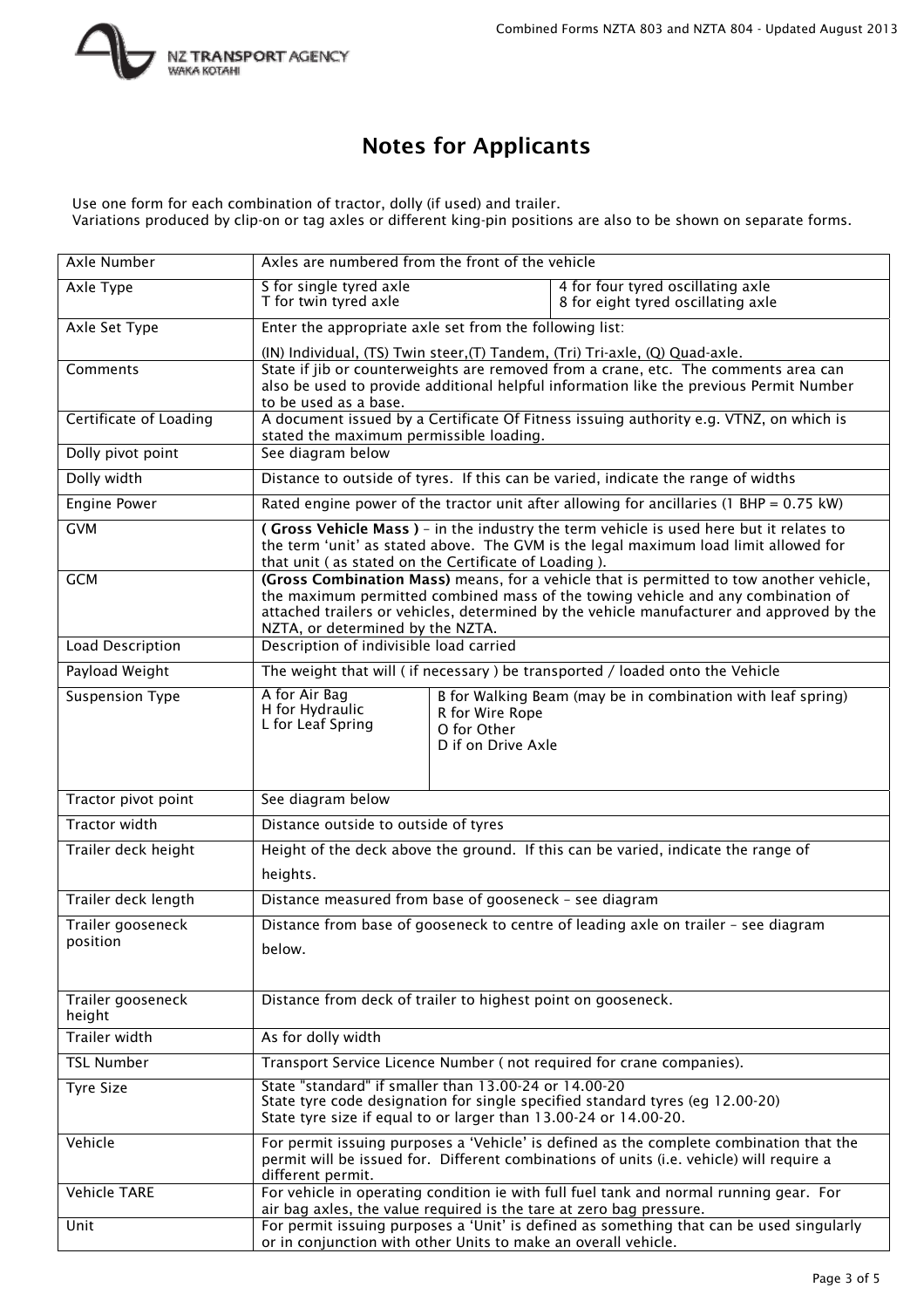# Notes for Applicants

Use one form for each combination of tractor, dolly (if used) and trailer.
Variations produced by clip-on or tag axles or different king-pin positions are also to be shown on separate forms.

| Term | Description |
|---|---|
| Axle Number | Axles are numbered from the front of the vehicle |
| Axle Type | S for single tyred axle<br>T for twin tyred axle<br>4 for four tyred oscillating axle<br>8 for eight tyred oscillating axle |
| Axle Set Type | Enter the appropriate axle set from the following list:<br>(IN) Individual, (TS) Twin steer,(T) Tandem, (Tri) Tri-axle, (Q) Quad-axle. |
| Comments | State if jib or counterweights are removed from a crane, etc. The comments area can also be used to provide additional helpful information like the previous Permit Number to be used as a base. |
| Certificate of Loading | A document issued by a Certificate Of Fitness issuing authority e.g. VTNZ, on which is stated the maximum permissible loading. |
| Dolly pivot point | See diagram below |
| Dolly width | Distance to outside of tyres. If this can be varied, indicate the range of widths |
| Engine Power | Rated engine power of the tractor unit after allowing for ancillaries (1 BHP = 0.75 kW) |
| GVM | **( Gross Vehicle Mass )** – in the industry the term vehicle is used here but it relates to the term 'unit' as stated above. The GVM is the legal maximum load limit allowed for that unit ( as stated on the Certificate of Loading ). |
| GCM | **(Gross Combination Mass)** means, for a vehicle that is permitted to tow another vehicle, the maximum permitted combined mass of the towing vehicle and any combination of attached trailers or vehicles, determined by the vehicle manufacturer and approved by the NZTA, or determined by the NZTA. |
| Load Description | Description of indivisible load carried |
| Payload Weight | The weight that will ( if necessary ) be transported / loaded onto the Vehicle |
| Suspension Type | A for Air Bag<br>H for Hydraulic<br>L for Leaf Spring<br>B for Walking Beam (may be in combination with leaf spring)<br>R for Wire Rope<br>O for Other<br>D if on Drive Axle |
| Tractor pivot point | See diagram below |
| Tractor width | Distance outside to outside of tyres |
| Trailer deck height | Height of the deck above the ground. If this can be varied, indicate the range of heights. |
| Trailer deck length | Distance measured from base of gooseneck – see diagram |
| Trailer gooseneck position | Distance from base of gooseneck to centre of leading axle on trailer – see diagram below. |
| Trailer gooseneck height | Distance from deck of trailer to highest point on gooseneck. |
| Trailer width | As for dolly width |
| TSL Number | Transport Service Licence Number ( not required for crane companies). |
| Tyre Size | State "standard" if smaller than 13.00-24 or 14.00-20<br>State tyre code designation for single specified standard tyres (eg 12.00-20)<br>State tyre size if equal to or larger than 13.00-24 or 14.00-20. |
| Vehicle | For permit issuing purposes a 'Vehicle' is defined as the complete combination that the permit will be issued for. Different combinations of units (i.e. vehicle) will require a different permit. |
| Vehicle TARE | For vehicle in operating condition ie with full fuel tank and normal running gear. For air bag axles, the value required is the tare at zero bag pressure. |
| Unit | For permit issuing purposes a 'Unit' is defined as something that can be used singularly or in conjunction with other Units to make an overall vehicle. |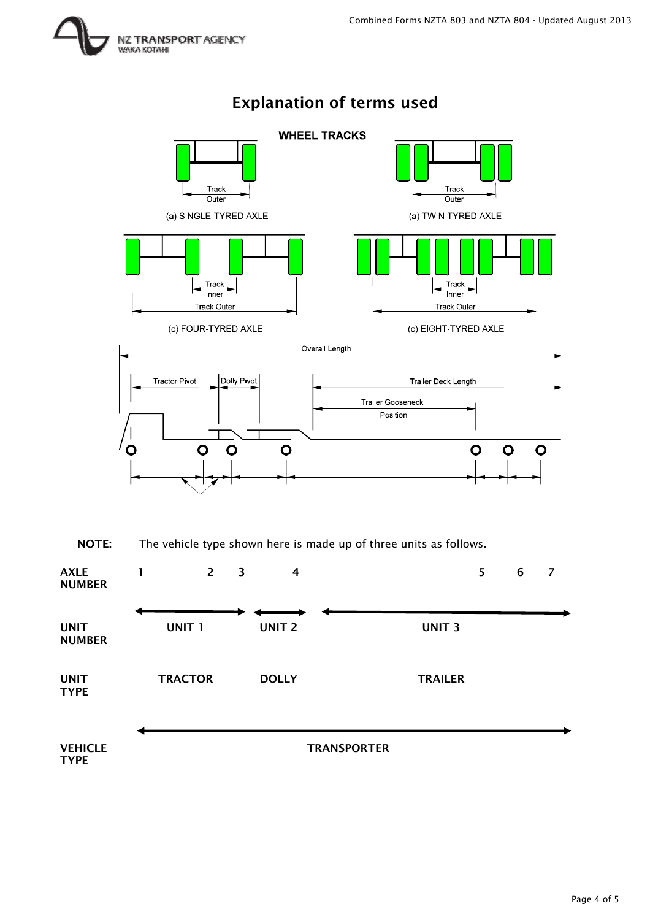# Explanation of terms used

**WHEEL TRACKS**

Track Outer

(a) SINGLE-TYRED AXLE

Track Outer

(a) TWIN-TYRED AXLE

Track Inner

Track Outer

(c) FOUR-TYRED AXLE

Track Inner

Track Outer

(c) EIGHT-TYRED AXLE

Overall Length

Tractor Pivot

Dolly Pivot

Trailer Deck Length

Trailer Gooseneck Position

**NOTE:** The vehicle type shown here is made up of three units as follows.

| | | | |
|---|---|---|---|
| **AXLE NUMBER** | 1 2 3 | 4 | 5 6 7 |
| **UNIT NUMBER** | UNIT 1 | UNIT 2 | UNIT 3 |
| **UNIT TYPE** | TRACTOR | DOLLY | TRAILER |
| **VEHICLE TYPE** | TRANSPORTER | | |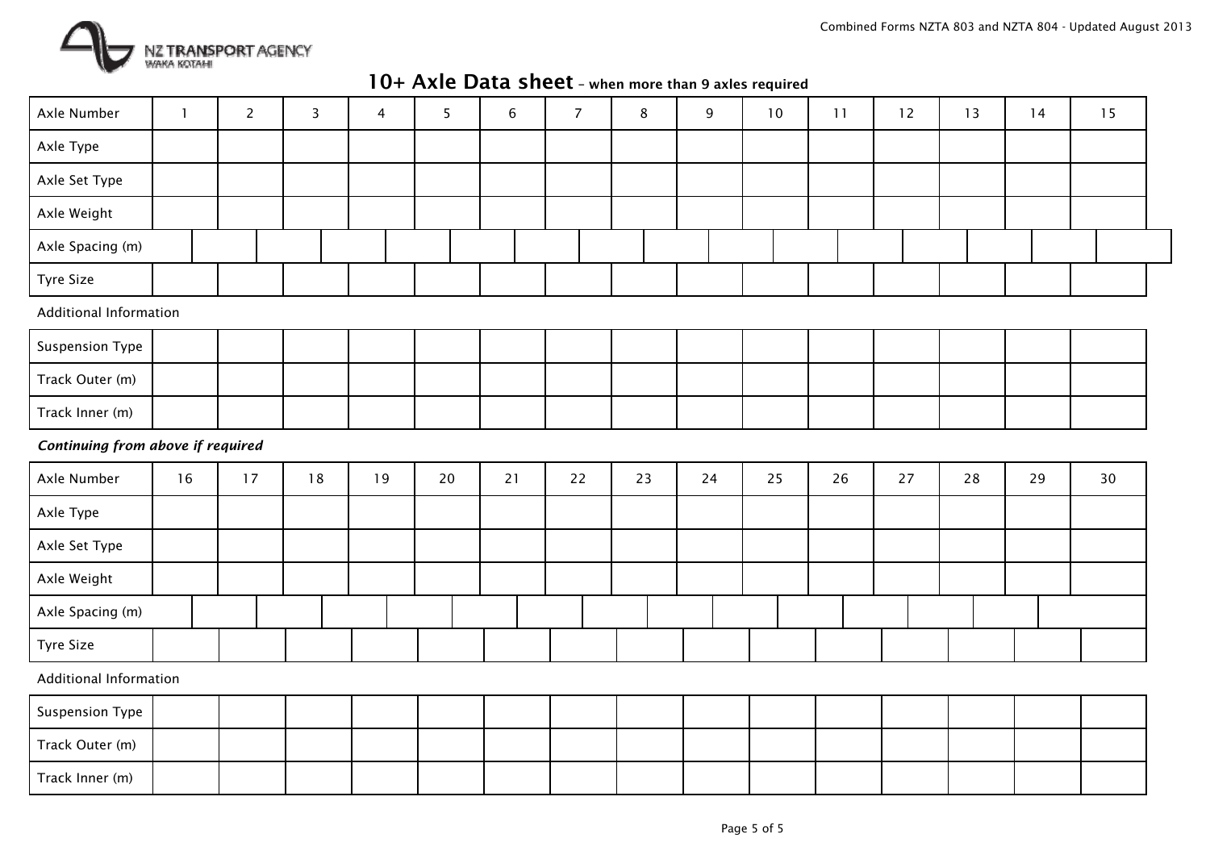# 10+ Axle Data sheet – when more than 9 axles required

| Axle Number | 1 | 2 | 3 | 4 | 5 | 6 | 7 | 8 | 9 | 10 | 11 | 12 | 13 | 14 | 15 |
|---|---|---|---|---|---|---|---|---|---|---|---|---|---|---|---|
| Axle Type | | | | | | | | | | | | | | | |
| Axle Set Type | | | | | | | | | | | | | | | |
| Axle Weight | | | | | | | | | | | | | | | |
| Axle Spacing (m) | | | | | | | | | | | | | | | |
| Tyre Size | | | | | | | | | | | | | | | |

Additional Information

| Suspension Type | | | | | | | | | | | | | | | |
|---|---|---|---|---|---|---|---|---|---|---|---|---|---|---|---|
| Track Outer (m) | | | | | | | | | | | | | | | |
| Track Inner (m) | | | | | | | | | | | | | | | |

***Continuing from above if required***

| Axle Number | 16 | 17 | 18 | 19 | 20 | 21 | 22 | 23 | 24 | 25 | 26 | 27 | 28 | 29 | 30 |
|---|---|---|---|---|---|---|---|---|---|---|---|---|---|---|---|
| Axle Type | | | | | | | | | | | | | | | |
| Axle Set Type | | | | | | | | | | | | | | | |
| Axle Weight | | | | | | | | | | | | | | | |
| Axle Spacing (m) | | | | | | | | | | | | | | | |
| Tyre Size | | | | | | | | | | | | | | | |

Additional Information

| Suspension Type | | | | | | | | | | | | | | | |
|---|---|---|---|---|---|---|---|---|---|---|---|---|---|---|---|
| Track Outer (m) | | | | | | | | | | | | | | | |
| Track Inner (m) | | | | | | | | | | | | | | | |